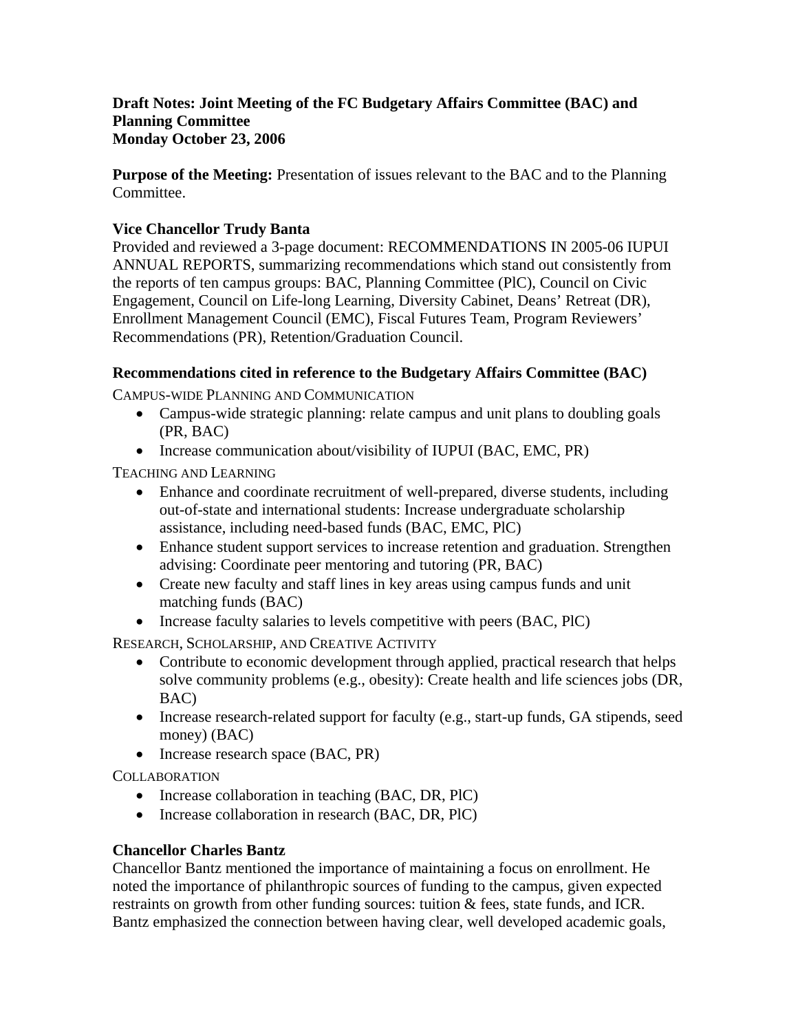**Draft Notes: Joint Meeting of the FC Budgetary Affairs Committee (BAC) and Planning Committee**
**Monday October 23, 2006**

**Purpose of the Meeting:** Presentation of issues relevant to the BAC and to the Planning Committee.

**Vice Chancellor Trudy Banta**
Provided and reviewed a 3-page document: RECOMMENDATIONS IN 2005-06 IUPUI ANNUAL REPORTS, summarizing recommendations which stand out consistently from the reports of ten campus groups: BAC, Planning Committee (PlC), Council on Civic Engagement, Council on Life-long Learning, Diversity Cabinet, Deans' Retreat (DR), Enrollment Management Council (EMC), Fiscal Futures Team, Program Reviewers' Recommendations (PR), Retention/Graduation Council.

**Recommendations cited in reference to the Budgetary Affairs Committee (BAC)**

CAMPUS-WIDE PLANNING AND COMMUNICATION

- Campus-wide strategic planning: relate campus and unit plans to doubling goals (PR, BAC)
- Increase communication about/visibility of IUPUI (BAC, EMC, PR)

TEACHING AND LEARNING

- Enhance and coordinate recruitment of well-prepared, diverse students, including out-of-state and international students: Increase undergraduate scholarship assistance, including need-based funds (BAC, EMC, PlC)
- Enhance student support services to increase retention and graduation. Strengthen advising: Coordinate peer mentoring and tutoring (PR, BAC)
- Create new faculty and staff lines in key areas using campus funds and unit matching funds (BAC)
- Increase faculty salaries to levels competitive with peers (BAC, PlC)

RESEARCH, SCHOLARSHIP, AND CREATIVE ACTIVITY

- Contribute to economic development through applied, practical research that helps solve community problems (e.g., obesity): Create health and life sciences jobs (DR, BAC)
- Increase research-related support for faculty (e.g., start-up funds, GA stipends, seed money) (BAC)
- Increase research space (BAC, PR)

COLLABORATION

- Increase collaboration in teaching (BAC, DR, PlC)
- Increase collaboration in research (BAC, DR, PlC)

**Chancellor Charles Bantz**
Chancellor Bantz mentioned the importance of maintaining a focus on enrollment. He noted the importance of philanthropic sources of funding to the campus, given expected restraints on growth from other funding sources: tuition & fees, state funds, and ICR. Bantz emphasized the connection between having clear, well developed academic goals,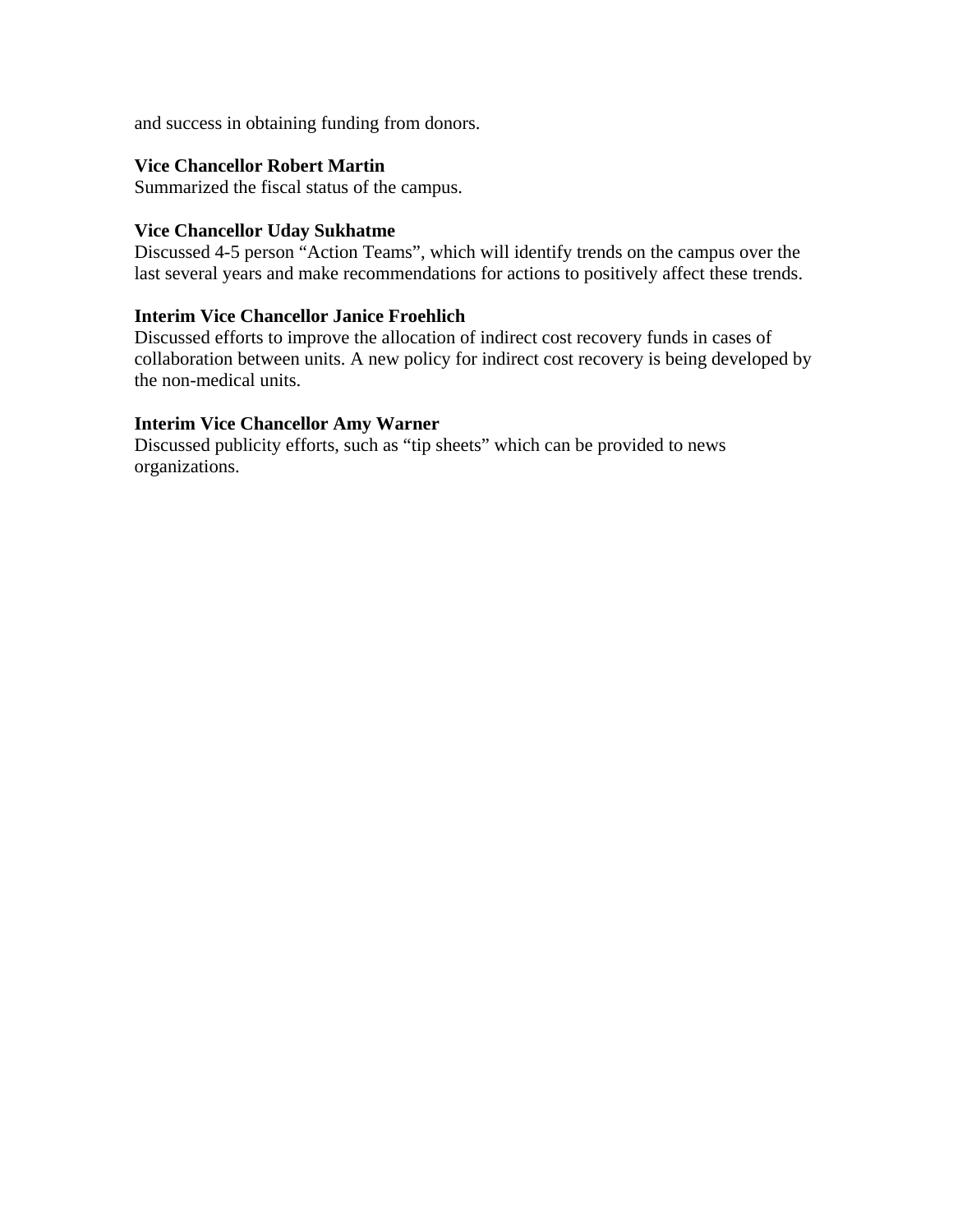and success in obtaining funding from donors.

**Vice Chancellor Robert Martin**
Summarized the fiscal status of the campus.

**Vice Chancellor Uday Sukhatme**
Discussed 4-5 person "Action Teams", which will identify trends on the campus over the last several years and make recommendations for actions to positively affect these trends.

**Interim Vice Chancellor Janice Froehlich**
Discussed efforts to improve the allocation of indirect cost recovery funds in cases of collaboration between units. A new policy for indirect cost recovery is being developed by the non-medical units.

**Interim Vice Chancellor Amy Warner**
Discussed publicity efforts, such as "tip sheets" which can be provided to news organizations.